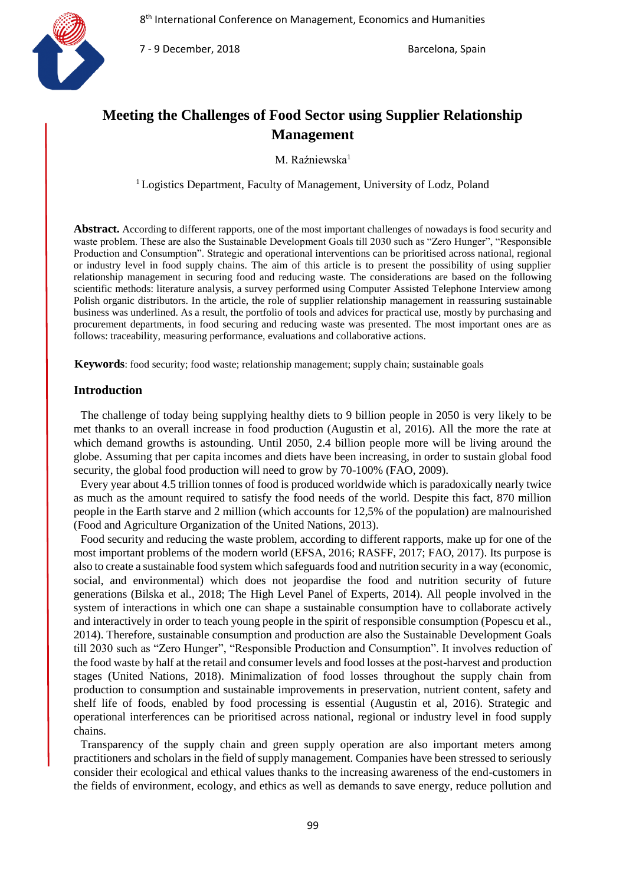# Meeting the Challenges of Food Sector using Supplier Relationship Management

M. Raźniewska[1]

[1] Logistics Department, Faculty of Management, University of Lodz, Poland

**Abstract.** According to different rapports, one of the most important challenges of nowadays is food security and waste problem. These are also the Sustainable Development Goals till 2030 such as "Zero Hunger", "Responsible Production and Consumption". Strategic and operational interventions can be prioritised across national, regional or industry level in food supply chains. The aim of this article is to present the possibility of using supplier relationship management in securing food and reducing waste. The considerations are based on the following scientific methods: literature analysis, a survey performed using Computer Assisted Telephone Interview among Polish organic distributors. In the article, the role of supplier relationship management in reassuring sustainable business was underlined. As a result, the portfolio of tools and advices for practical use, mostly by purchasing and procurement departments, in food securing and reducing waste was presented. The most important ones are as follows: traceability, measuring performance, evaluations and collaborative actions.

**Keywords**: food security; food waste; relationship management; supply chain; sustainable goals

## Introduction

The challenge of today being supplying healthy diets to 9 billion people in 2050 is very likely to be met thanks to an overall increase in food production (Augustin et al, 2016). All the more the rate at which demand growths is astounding. Until 2050, 2.4 billion people more will be living around the globe. Assuming that per capita incomes and diets have been increasing, in order to sustain global food security, the global food production will need to grow by 70-100% (FAO, 2009).

Every year about 4.5 trillion tonnes of food is produced worldwide which is paradoxically nearly twice as much as the amount required to satisfy the food needs of the world. Despite this fact, 870 million people in the Earth starve and 2 million (which accounts for 12,5% of the population) are malnourished (Food and Agriculture Organization of the United Nations, 2013).

Food security and reducing the waste problem, according to different rapports, make up for one of the most important problems of the modern world (EFSA, 2016; RASFF, 2017; FAO, 2017). Its purpose is also to create a sustainable food system which safeguards food and nutrition security in a way (economic, social, and environmental) which does not jeopardise the food and nutrition security of future generations (Bilska et al., 2018; The High Level Panel of Experts, 2014). All people involved in the system of interactions in which one can shape a sustainable consumption have to collaborate actively and interactively in order to teach young people in the spirit of responsible consumption (Popescu et al., 2014). Therefore, sustainable consumption and production are also the Sustainable Development Goals till 2030 such as "Zero Hunger", "Responsible Production and Consumption". It involves reduction of the food waste by half at the retail and consumer levels and food losses at the post-harvest and production stages (United Nations, 2018). Minimalization of food losses throughout the supply chain from production to consumption and sustainable improvements in preservation, nutrient content, safety and shelf life of foods, enabled by food processing is essential (Augustin et al, 2016). Strategic and operational interferences can be prioritised across national, regional or industry level in food supply chains.

Transparency of the supply chain and green supply operation are also important meters among practitioners and scholars in the field of supply management. Companies have been stressed to seriously consider their ecological and ethical values thanks to the increasing awareness of the end-customers in the fields of environment, ecology, and ethics as well as demands to save energy, reduce pollution and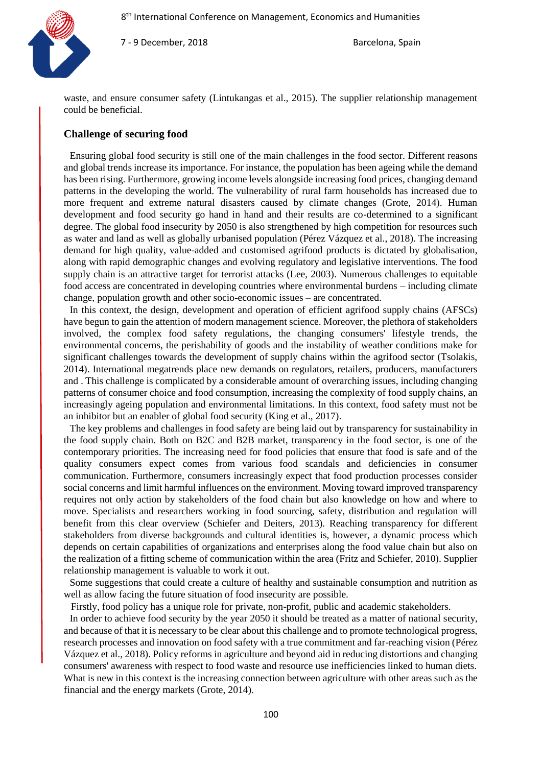waste, and ensure consumer safety (Lintukangas et al., 2015). The supplier relationship management could be beneficial.

## Challenge of securing food

Ensuring global food security is still one of the main challenges in the food sector. Different reasons and global trends increase its importance. For instance, the population has been ageing while the demand has been rising. Furthermore, growing income levels alongside increasing food prices, changing demand patterns in the developing world. The vulnerability of rural farm households has increased due to more frequent and extreme natural disasters caused by climate changes (Grote, 2014). Human development and food security go hand in hand and their results are co-determined to a significant degree. The global food insecurity by 2050 is also strengthened by high competition for resources such as water and land as well as globally urbanised population (Pérez Vázquez et al., 2018). The increasing demand for high quality, value-added and customised agrifood products is dictated by globalisation, along with rapid demographic changes and evolving regulatory and legislative interventions. The food supply chain is an attractive target for terrorist attacks (Lee, 2003). Numerous challenges to equitable food access are concentrated in developing countries where environmental burdens – including climate change, population growth and other socio-economic issues – are concentrated.

In this context, the design, development and operation of efficient agrifood supply chains (AFSCs) have begun to gain the attention of modern management science. Moreover, the plethora of stakeholders involved, the complex food safety regulations, the changing consumers' lifestyle trends, the environmental concerns, the perishability of goods and the instability of weather conditions make for significant challenges towards the development of supply chains within the agrifood sector (Tsolakis, 2014). International megatrends place new demands on regulators, retailers, producers, manufacturers and . This challenge is complicated by a considerable amount of overarching issues, including changing patterns of consumer choice and food consumption, increasing the complexity of food supply chains, an increasingly ageing population and environmental limitations. In this context, food safety must not be an inhibitor but an enabler of global food security (King et al., 2017).

The key problems and challenges in food safety are being laid out by transparency for sustainability in the food supply chain. Both on B2C and B2B market, transparency in the food sector, is one of the contemporary priorities. The increasing need for food policies that ensure that food is safe and of the quality consumers expect comes from various food scandals and deficiencies in consumer communication. Furthermore, consumers increasingly expect that food production processes consider social concerns and limit harmful influences on the environment. Moving toward improved transparency requires not only action by stakeholders of the food chain but also knowledge on how and where to move. Specialists and researchers working in food sourcing, safety, distribution and regulation will benefit from this clear overview (Schiefer and Deiters, 2013). Reaching transparency for different stakeholders from diverse backgrounds and cultural identities is, however, a dynamic process which depends on certain capabilities of organizations and enterprises along the food value chain but also on the realization of a fitting scheme of communication within the area (Fritz and Schiefer, 2010). Supplier relationship management is valuable to work it out.

Some suggestions that could create a culture of healthy and sustainable consumption and nutrition as well as allow facing the future situation of food insecurity are possible.

Firstly, food policy has a unique role for private, non-profit, public and academic stakeholders.

In order to achieve food security by the year 2050 it should be treated as a matter of national security, and because of that it is necessary to be clear about this challenge and to promote technological progress, research processes and innovation on food safety with a true commitment and far-reaching vision (Pérez Vázquez et al., 2018). Policy reforms in agriculture and beyond aid in reducing distortions and changing consumers' awareness with respect to food waste and resource use inefficiencies linked to human diets. What is new in this context is the increasing connection between agriculture with other areas such as the financial and the energy markets (Grote, 2014).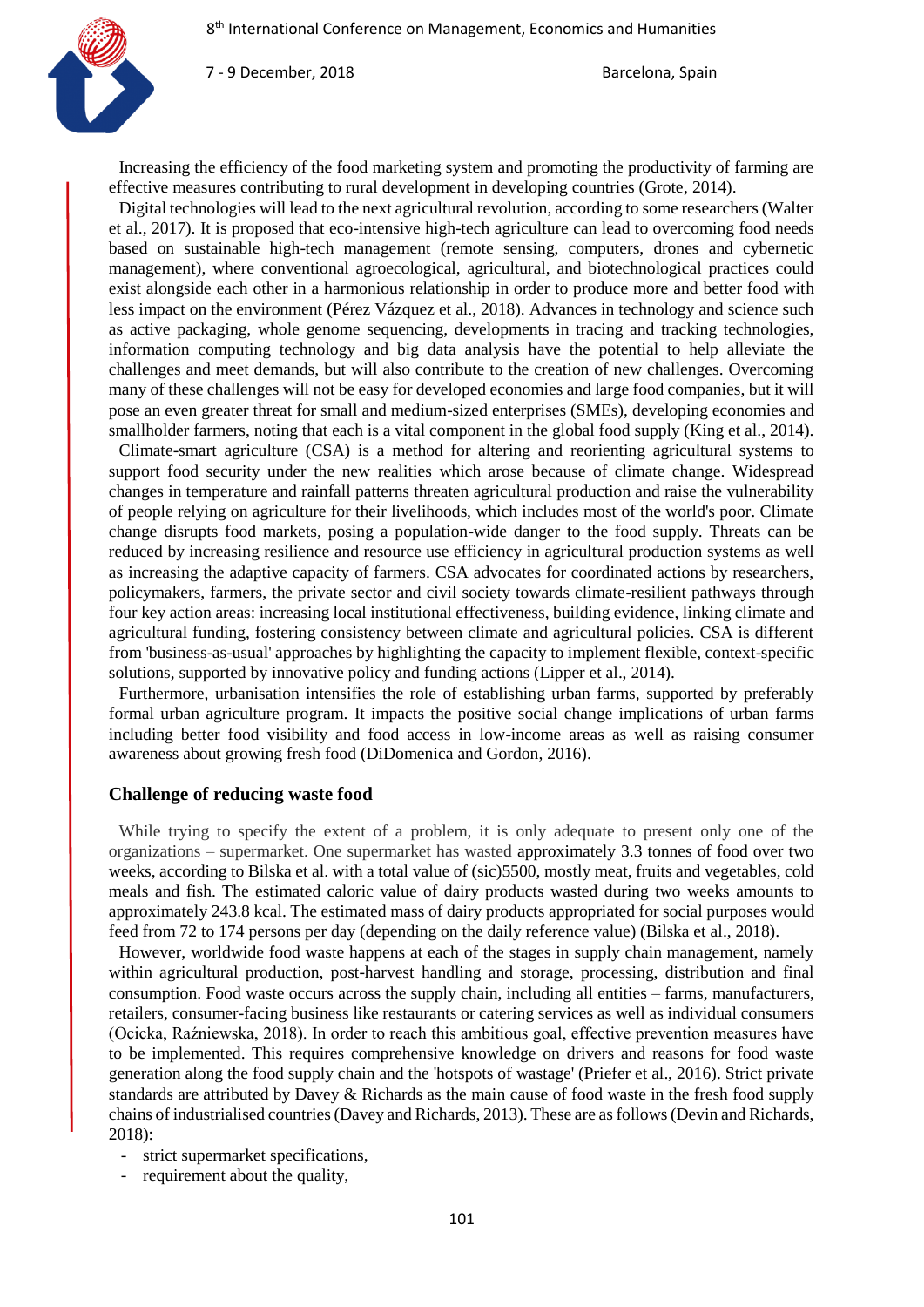Increasing the efficiency of the food marketing system and promoting the productivity of farming are effective measures contributing to rural development in developing countries (Grote, 2014).

Digital technologies will lead to the next agricultural revolution, according to some researchers (Walter et al., 2017). It is proposed that eco-intensive high-tech agriculture can lead to overcoming food needs based on sustainable high-tech management (remote sensing, computers, drones and cybernetic management), where conventional agroecological, agricultural, and biotechnological practices could exist alongside each other in a harmonious relationship in order to produce more and better food with less impact on the environment (Pérez Vázquez et al., 2018). Advances in technology and science such as active packaging, whole genome sequencing, developments in tracing and tracking technologies, information computing technology and big data analysis have the potential to help alleviate the challenges and meet demands, but will also contribute to the creation of new challenges. Overcoming many of these challenges will not be easy for developed economies and large food companies, but it will pose an even greater threat for small and medium-sized enterprises (SMEs), developing economies and smallholder farmers, noting that each is a vital component in the global food supply (King et al., 2014).

Climate-smart agriculture (CSA) is a method for altering and reorienting agricultural systems to support food security under the new realities which arose because of climate change. Widespread changes in temperature and rainfall patterns threaten agricultural production and raise the vulnerability of people relying on agriculture for their livelihoods, which includes most of the world's poor. Climate change disrupts food markets, posing a population-wide danger to the food supply. Threats can be reduced by increasing resilience and resource use efficiency in agricultural production systems as well as increasing the adaptive capacity of farmers. CSA advocates for coordinated actions by researchers, policymakers, farmers, the private sector and civil society towards climate-resilient pathways through four key action areas: increasing local institutional effectiveness, building evidence, linking climate and agricultural funding, fostering consistency between climate and agricultural policies. CSA is different from 'business-as-usual' approaches by highlighting the capacity to implement flexible, context-specific solutions, supported by innovative policy and funding actions (Lipper et al., 2014).

Furthermore, urbanisation intensifies the role of establishing urban farms, supported by preferably formal urban agriculture program. It impacts the positive social change implications of urban farms including better food visibility and food access in low-income areas as well as raising consumer awareness about growing fresh food (DiDomenica and Gordon, 2016).

## Challenge of reducing waste food

While trying to specify the extent of a problem, it is only adequate to present only one of the organizations – supermarket. One supermarket has wasted approximately 3.3 tonnes of food over two weeks, according to Bilska et al. with a total value of (sic)5500, mostly meat, fruits and vegetables, cold meals and fish. The estimated caloric value of dairy products wasted during two weeks amounts to approximately 243.8 kcal. The estimated mass of dairy products appropriated for social purposes would feed from 72 to 174 persons per day (depending on the daily reference value) (Bilska et al., 2018).

However, worldwide food waste happens at each of the stages in supply chain management, namely within agricultural production, post-harvest handling and storage, processing, distribution and final consumption. Food waste occurs across the supply chain, including all entities – farms, manufacturers, retailers, consumer-facing business like restaurants or catering services as well as individual consumers (Ocicka, Raźniewska, 2018). In order to reach this ambitious goal, effective prevention measures have to be implemented. This requires comprehensive knowledge on drivers and reasons for food waste generation along the food supply chain and the 'hotspots of wastage' (Priefer et al., 2016). Strict private standards are attributed by Davey & Richards as the main cause of food waste in the fresh food supply chains of industrialised countries (Davey and Richards, 2013). These are as follows (Devin and Richards, 2018):

- strict supermarket specifications,
- requirement about the quality,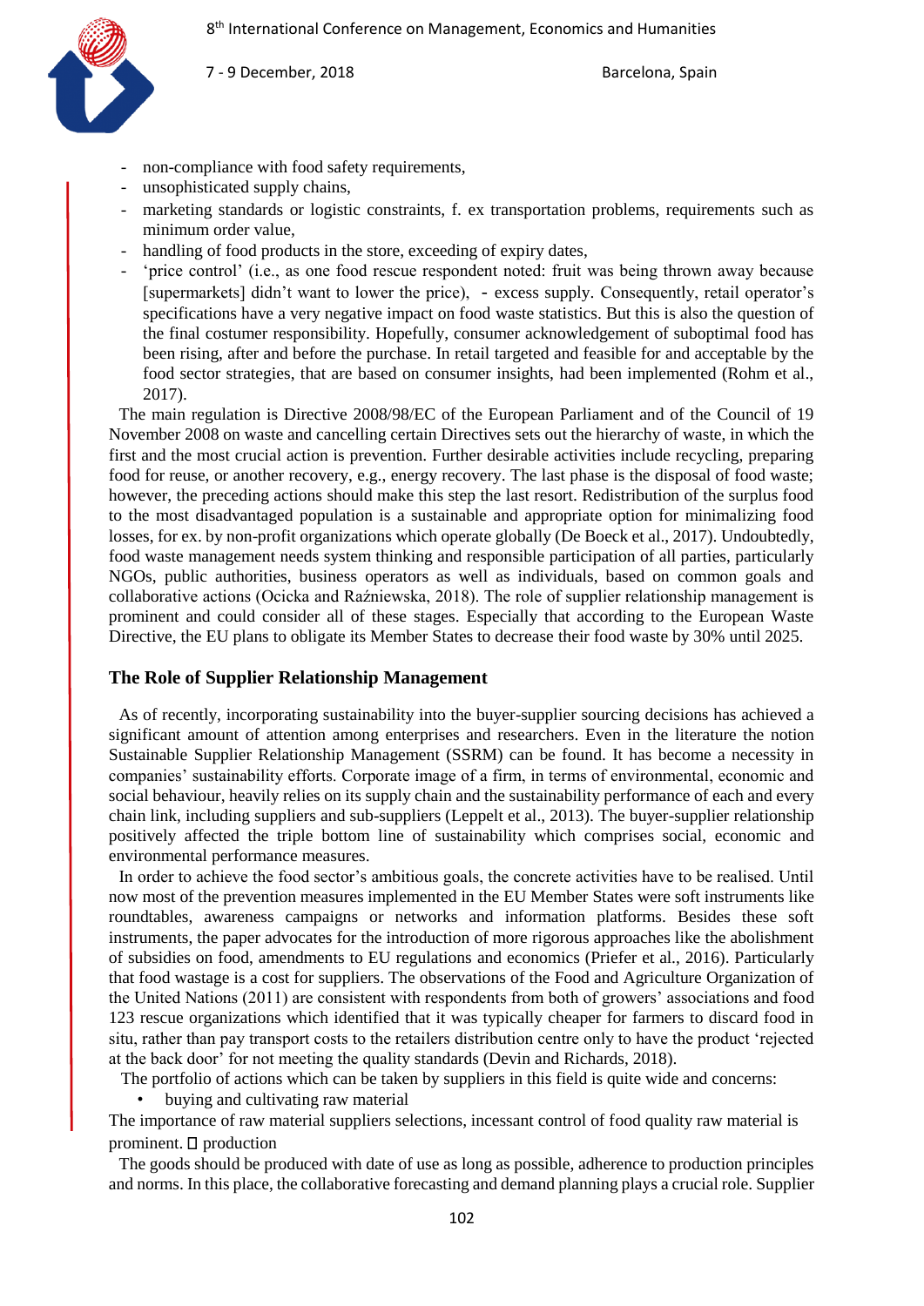- non-compliance with food safety requirements,
- unsophisticated supply chains,
- marketing standards or logistic constraints, f. ex transportation problems, requirements such as minimum order value,
- handling of food products in the store, exceeding of expiry dates,
- 'price control' (i.e., as one food rescue respondent noted: fruit was being thrown away because [supermarkets] didn't want to lower the price), - excess supply. Consequently, retail operator's specifications have a very negative impact on food waste statistics. But this is also the question of the final costumer responsibility. Hopefully, consumer acknowledgement of suboptimal food has been rising, after and before the purchase. In retail targeted and feasible for and acceptable by the food sector strategies, that are based on consumer insights, had been implemented (Rohm et al., 2017).

The main regulation is Directive 2008/98/EC of the European Parliament and of the Council of 19 November 2008 on waste and cancelling certain Directives sets out the hierarchy of waste, in which the first and the most crucial action is prevention. Further desirable activities include recycling, preparing food for reuse, or another recovery, e.g., energy recovery. The last phase is the disposal of food waste; however, the preceding actions should make this step the last resort. Redistribution of the surplus food to the most disadvantaged population is a sustainable and appropriate option for minimalizing food losses, for ex. by non-profit organizations which operate globally (De Boeck et al., 2017). Undoubtedly, food waste management needs system thinking and responsible participation of all parties, particularly NGOs, public authorities, business operators as well as individuals, based on common goals and collaborative actions (Ocicka and Raźniewska, 2018). The role of supplier relationship management is prominent and could consider all of these stages. Especially that according to the European Waste Directive, the EU plans to obligate its Member States to decrease their food waste by 30% until 2025.

## The Role of Supplier Relationship Management

As of recently, incorporating sustainability into the buyer-supplier sourcing decisions has achieved a significant amount of attention among enterprises and researchers. Even in the literature the notion Sustainable Supplier Relationship Management (SSRM) can be found. It has become a necessity in companies' sustainability efforts. Corporate image of a firm, in terms of environmental, economic and social behaviour, heavily relies on its supply chain and the sustainability performance of each and every chain link, including suppliers and sub-suppliers (Leppelt et al., 2013). The buyer-supplier relationship positively affected the triple bottom line of sustainability which comprises social, economic and environmental performance measures.

In order to achieve the food sector's ambitious goals, the concrete activities have to be realised. Until now most of the prevention measures implemented in the EU Member States were soft instruments like roundtables, awareness campaigns or networks and information platforms. Besides these soft instruments, the paper advocates for the introduction of more rigorous approaches like the abolishment of subsidies on food, amendments to EU regulations and economics (Priefer et al., 2016). Particularly that food wastage is a cost for suppliers. The observations of the Food and Agriculture Organization of the United Nations (2011) are consistent with respondents from both of growers' associations and food 123 rescue organizations which identified that it was typically cheaper for farmers to discard food in situ, rather than pay transport costs to the retailers distribution centre only to have the product 'rejected at the back door' for not meeting the quality standards (Devin and Richards, 2018).

The portfolio of actions which can be taken by suppliers in this field is quite wide and concerns:

- buying and cultivating raw material

The importance of raw material suppliers selections, incessant control of food quality raw material is prominent.

- production

The goods should be produced with date of use as long as possible, adherence to production principles and norms. In this place, the collaborative forecasting and demand planning plays a crucial role. Supplier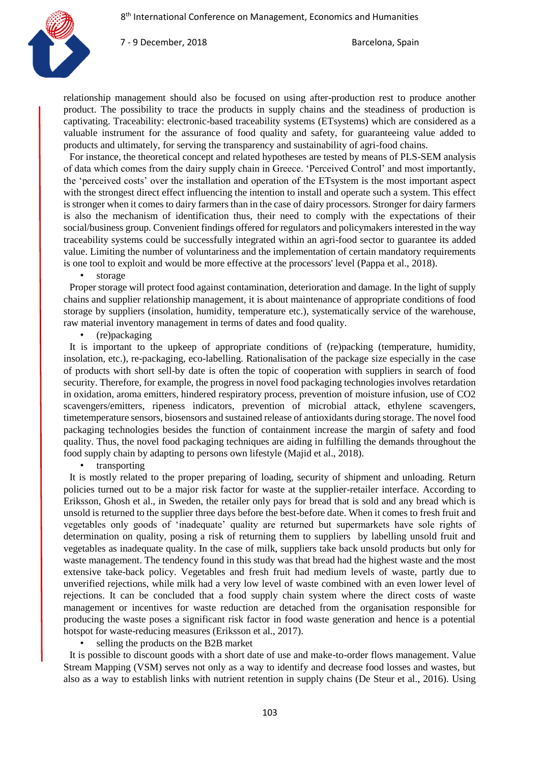relationship management should also be focused on using after-production rest to produce another product. The possibility to trace the products in supply chains and the steadiness of production is captivating. Traceability: electronic-based traceability systems (ETsystems) which are considered as a valuable instrument for the assurance of food quality and safety, for guaranteeing value added to products and ultimately, for serving the transparency and sustainability of agri-food chains.

For instance, the theoretical concept and related hypotheses are tested by means of PLS-SEM analysis of data which comes from the dairy supply chain in Greece. 'Perceived Control' and most importantly, the 'perceived costs' over the installation and operation of the ETsystem is the most important aspect with the strongest direct effect influencing the intention to install and operate such a system. This effect is stronger when it comes to dairy farmers than in the case of dairy processors. Stronger for dairy farmers is also the mechanism of identification thus, their need to comply with the expectations of their social/business group. Convenient findings offered for regulators and policymakers interested in the way traceability systems could be successfully integrated within an agri-food sector to guarantee its added value. Limiting the number of voluntariness and the implementation of certain mandatory requirements is one tool to exploit and would be more effective at the processors' level (Pappa et al., 2018).

- storage

Proper storage will protect food against contamination, deterioration and damage. In the light of supply chains and supplier relationship management, it is about maintenance of appropriate conditions of food storage by suppliers (insolation, humidity, temperature etc.), systematically service of the warehouse, raw material inventory management in terms of dates and food quality.

- (re)packaging

It is important to the upkeep of appropriate conditions of (re)packing (temperature, humidity, insolation, etc.), re-packaging, eco-labelling. Rationalisation of the package size especially in the case of products with short sell-by date is often the topic of cooperation with suppliers in search of food security. Therefore, for example, the progress in novel food packaging technologies involves retardation in oxidation, aroma emitters, hindered respiratory process, prevention of moisture infusion, use of $CO_2$ scavengers/emitters, ripeness indicators, prevention of microbial attack, ethylene scavengers, timetemperature sensors, biosensors and sustained release of antioxidants during storage. The novel food packaging technologies besides the function of containment increase the margin of safety and food quality. Thus, the novel food packaging techniques are aiding in fulfilling the demands throughout the food supply chain by adapting to persons own lifestyle (Majid et al., 2018).

- transporting

It is mostly related to the proper preparing of loading, security of shipment and unloading. Return policies turned out to be a major risk factor for waste at the supplier-retailer interface. According to Eriksson, Ghosh et al., in Sweden, the retailer only pays for bread that is sold and any bread which is unsold is returned to the supplier three days before the best-before date. When it comes to fresh fruit and vegetables only goods of 'inadequate' quality are returned but supermarkets have sole rights of determination on quality, posing a risk of returning them to suppliers by labelling unsold fruit and vegetables as inadequate quality. In the case of milk, suppliers take back unsold products but only for waste management. The tendency found in this study was that bread had the highest waste and the most extensive take-back policy. Vegetables and fresh fruit had medium levels of waste, partly due to unverified rejections, while milk had a very low level of waste combined with an even lower level of rejections. It can be concluded that a food supply chain system where the direct costs of waste management or incentives for waste reduction are detached from the organisation responsible for producing the waste poses a significant risk factor in food waste generation and hence is a potential hotspot for waste-reducing measures (Eriksson et al., 2017).

- selling the products on the B2B market

It is possible to discount goods with a short date of use and make-to-order flows management. Value Stream Mapping (VSM) serves not only as a way to identify and decrease food losses and wastes, but also as a way to establish links with nutrient retention in supply chains (De Steur et al., 2016). Using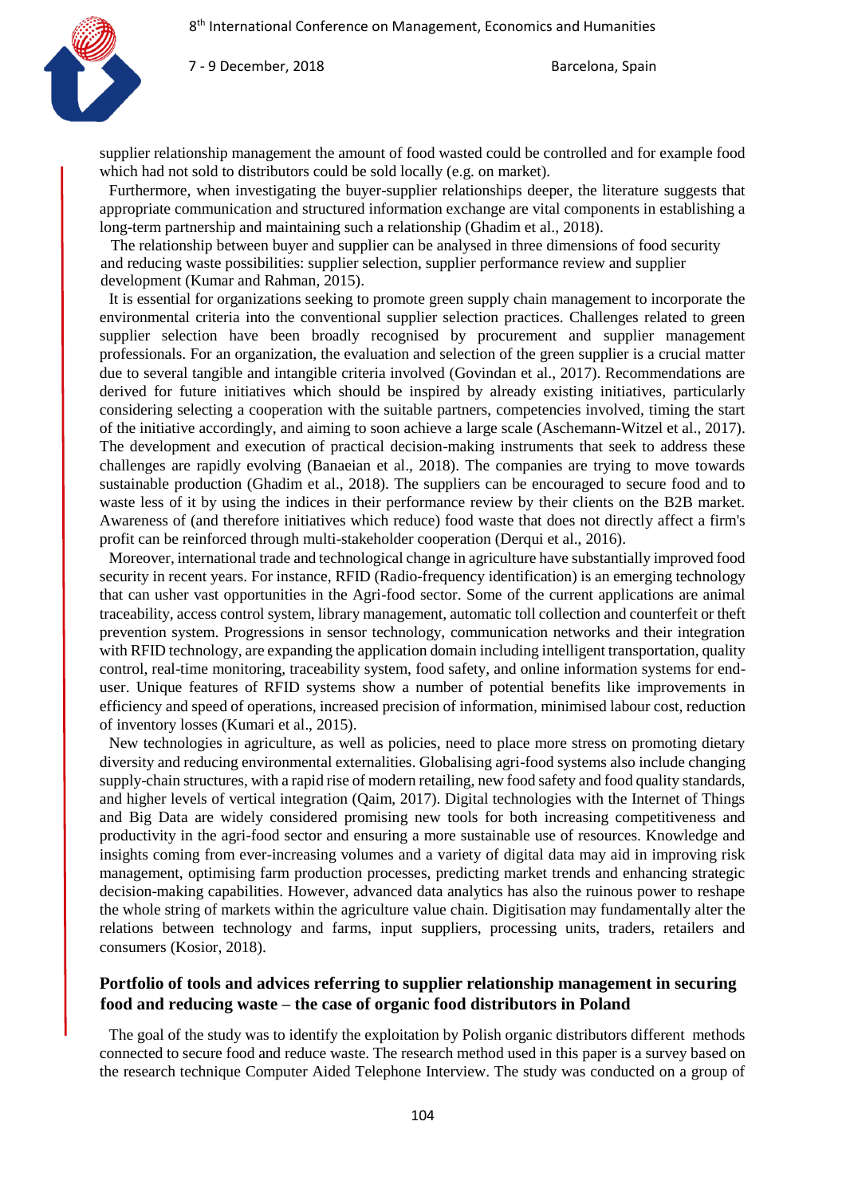supplier relationship management the amount of food wasted could be controlled and for example food which had not sold to distributors could be sold locally (e.g. on market).

Furthermore, when investigating the buyer-supplier relationships deeper, the literature suggests that appropriate communication and structured information exchange are vital components in establishing a long-term partnership and maintaining such a relationship (Ghadim et al., 2018).

The relationship between buyer and supplier can be analysed in three dimensions of food security and reducing waste possibilities: supplier selection, supplier performance review and supplier development (Kumar and Rahman, 2015).

It is essential for organizations seeking to promote green supply chain management to incorporate the environmental criteria into the conventional supplier selection practices. Challenges related to green supplier selection have been broadly recognised by procurement and supplier management professionals. For an organization, the evaluation and selection of the green supplier is a crucial matter due to several tangible and intangible criteria involved (Govindan et al., 2017). Recommendations are derived for future initiatives which should be inspired by already existing initiatives, particularly considering selecting a cooperation with the suitable partners, competencies involved, timing the start of the initiative accordingly, and aiming to soon achieve a large scale (Aschemann-Witzel et al., 2017). The development and execution of practical decision-making instruments that seek to address these challenges are rapidly evolving (Banaeian et al., 2018). The companies are trying to move towards sustainable production (Ghadim et al., 2018). The suppliers can be encouraged to secure food and to waste less of it by using the indices in their performance review by their clients on the B2B market. Awareness of (and therefore initiatives which reduce) food waste that does not directly affect a firm's profit can be reinforced through multi-stakeholder cooperation (Derqui et al., 2016).

Moreover, international trade and technological change in agriculture have substantially improved food security in recent years. For instance, RFID (Radio-frequency identification) is an emerging technology that can usher vast opportunities in the Agri-food sector. Some of the current applications are animal traceability, access control system, library management, automatic toll collection and counterfeit or theft prevention system. Progressions in sensor technology, communication networks and their integration with RFID technology, are expanding the application domain including intelligent transportation, quality control, real-time monitoring, traceability system, food safety, and online information systems for end-user. Unique features of RFID systems show a number of potential benefits like improvements in efficiency and speed of operations, increased precision of information, minimised labour cost, reduction of inventory losses (Kumari et al., 2015).

New technologies in agriculture, as well as policies, need to place more stress on promoting dietary diversity and reducing environmental externalities. Globalising agri-food systems also include changing supply-chain structures, with a rapid rise of modern retailing, new food safety and food quality standards, and higher levels of vertical integration (Qaim, 2017). Digital technologies with the Internet of Things and Big Data are widely considered promising new tools for both increasing competitiveness and productivity in the agri-food sector and ensuring a more sustainable use of resources. Knowledge and insights coming from ever-increasing volumes and a variety of digital data may aid in improving risk management, optimising farm production processes, predicting market trends and enhancing strategic decision-making capabilities. However, advanced data analytics has also the ruinous power to reshape the whole string of markets within the agriculture value chain. Digitisation may fundamentally alter the relations between technology and farms, input suppliers, processing units, traders, retailers and consumers (Kosior, 2018).

## Portfolio of tools and advices referring to supplier relationship management in securing food and reducing waste – the case of organic food distributors in Poland

The goal of the study was to identify the exploitation by Polish organic distributors different methods connected to secure food and reduce waste. The research method used in this paper is a survey based on the research technique Computer Aided Telephone Interview. The study was conducted on a group of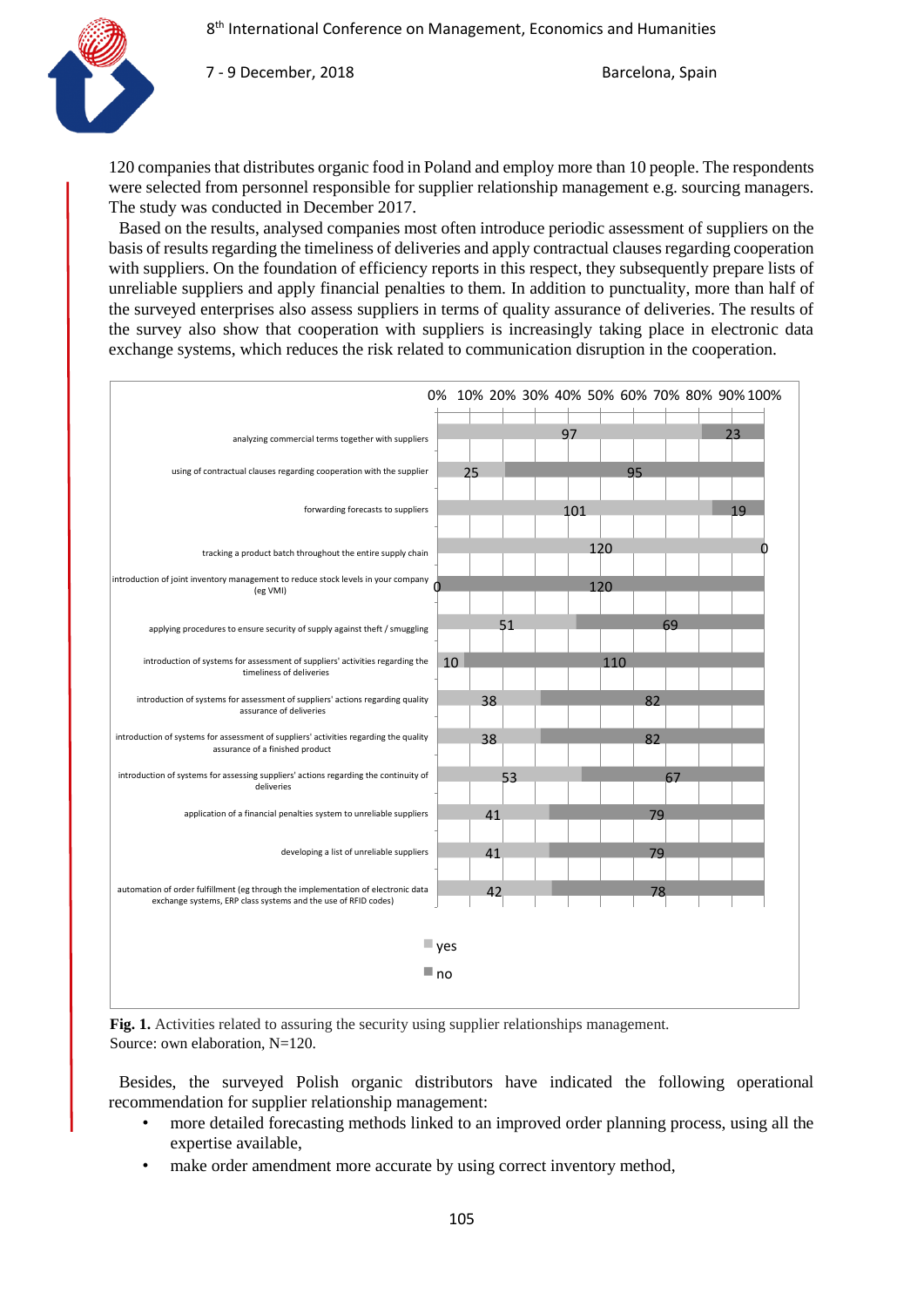120 companies that distributes organic food in Poland and employ more than 10 people. The respondents were selected from personnel responsible for supplier relationship management e.g. sourcing managers. The study was conducted in December 2017.

Based on the results, analysed companies most often introduce periodic assessment of suppliers on the basis of results regarding the timeliness of deliveries and apply contractual clauses regarding cooperation with suppliers. On the foundation of efficiency reports in this respect, they subsequently prepare lists of unreliable suppliers and apply financial penalties to them. In addition to punctuality, more than half of the surveyed enterprises also assess suppliers in terms of quality assurance of deliveries. The results of the survey also show that cooperation with suppliers is increasingly taking place in electronic data exchange systems, which reduces the risk related to communication disruption in the cooperation.

| Activity | yes | no |
|---|---|---|
| analyzing commercial terms together with suppliers | 97 | 23 |
| using of contractual clauses regarding cooperation with the supplier | 25 | 95 |
| forwarding forecasts to suppliers | 101 | 19 |
| tracking a product batch throughout the entire supply chain | 120 | 0 |
| introduction of joint inventory management to reduce stock levels in your company (eg VMI) | 0 | 120 |
| applying procedures to ensure security of supply against theft / smuggling | 51 | 69 |
| introduction of systems for assessment of suppliers' activities regarding the timeliness of deliveries | 10 | 110 |
| introduction of systems for assessment of suppliers' actions regarding quality assurance of deliveries | 38 | 82 |
| introduction of systems for assessment of suppliers' activities regarding the quality assurance of a finished product | 38 | 82 |
| introduction of systems for assessing suppliers' actions regarding the continuity of deliveries | 53 | 67 |
| application of a financial penalties system to unreliable suppliers | 41 | 79 |
| developing a list of unreliable suppliers | 41 | 79 |
| automation of order fulfillment (eg through the implementation of electronic data exchange systems, ERP class systems and the use of RFID codes) | 42 | 78 |

**Fig. 1.** Activities related to assuring the security using supplier relationships management.
Source: own elaboration, N=120.

Besides, the surveyed Polish organic distributors have indicated the following operational recommendation for supplier relationship management:

- more detailed forecasting methods linked to an improved order planning process, using all the expertise available,
- make order amendment more accurate by using correct inventory method,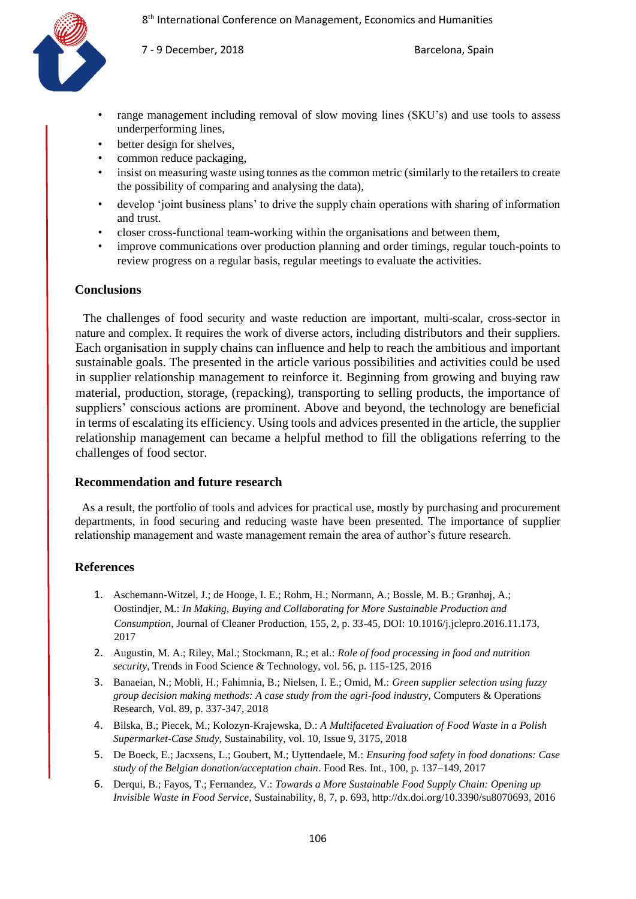- range management including removal of slow moving lines (SKU's) and use tools to assess underperforming lines,
- better design for shelves,
- common reduce packaging,
- insist on measuring waste using tonnes as the common metric (similarly to the retailers to create the possibility of comparing and analysing the data),
- develop 'joint business plans' to drive the supply chain operations with sharing of information and trust.
- closer cross-functional team-working within the organisations and between them,
- improve communications over production planning and order timings, regular touch-points to review progress on a regular basis, regular meetings to evaluate the activities.

## Conclusions

The challenges of food security and waste reduction are important, multi-scalar, cross-sector in nature and complex. It requires the work of diverse actors, including distributors and their suppliers. Each organisation in supply chains can influence and help to reach the ambitious and important sustainable goals. The presented in the article various possibilities and activities could be used in supplier relationship management to reinforce it. Beginning from growing and buying raw material, production, storage, (repacking), transporting to selling products, the importance of suppliers' conscious actions are prominent. Above and beyond, the technology are beneficial in terms of escalating its efficiency. Using tools and advices presented in the article, the supplier relationship management can became a helpful method to fill the obligations referring to the challenges of food sector.

## Recommendation and future research

As a result, the portfolio of tools and advices for practical use, mostly by purchasing and procurement departments, in food securing and reducing waste have been presented. The importance of supplier relationship management and waste management remain the area of author's future research.

## References

1. Aschemann-Witzel, J.; de Hooge, I. E.; Rohm, H.; Normann, A.; Bossle, M. B.; Grønhøj, A.; Oostindjer, M.: *In Making, Buying and Collaborating for More Sustainable Production and Consumption*, Journal of Cleaner Production, 155, 2, p. 33-45, DOI: 10.1016/j.jclepro.2016.11.173, 2017
2. Augustin, M. A.; Riley, Mal.; Stockmann, R.; et al.: *Role of food processing in food and nutrition security*, Trends in Food Science & Technology, vol. 56, p. 115-125, 2016
3. Banaeian, N.; Mobli, H.; Fahimnia, B.; Nielsen, I. E.; Omid, M.: *Green supplier selection using fuzzy group decision making methods: A case study from the agri-food industry*, Computers & Operations Research, Vol. 89, p. 337-347, 2018
4. Bilska, B.; Piecek, M.; Kolozyn-Krajewska, D.: *A Multifaceted Evaluation of Food Waste in a Polish Supermarket-Case Study*, Sustainability, vol. 10, Issue 9, 3175, 2018
5. De Boeck, E.; Jacxsens, L.; Goubert, M.; Uyttendaele, M.: *Ensuring food safety in food donations: Case study of the Belgian donation/acceptation chain*. Food Res. Int., 100, p. 137–149, 2017
6. Derqui, B.; Fayos, T.; Fernandez, V.: *Towards a More Sustainable Food Supply Chain: Opening up Invisible Waste in Food Service*, Sustainability, 8, 7, p. 693, http://dx.doi.org/10.3390/su8070693, 2016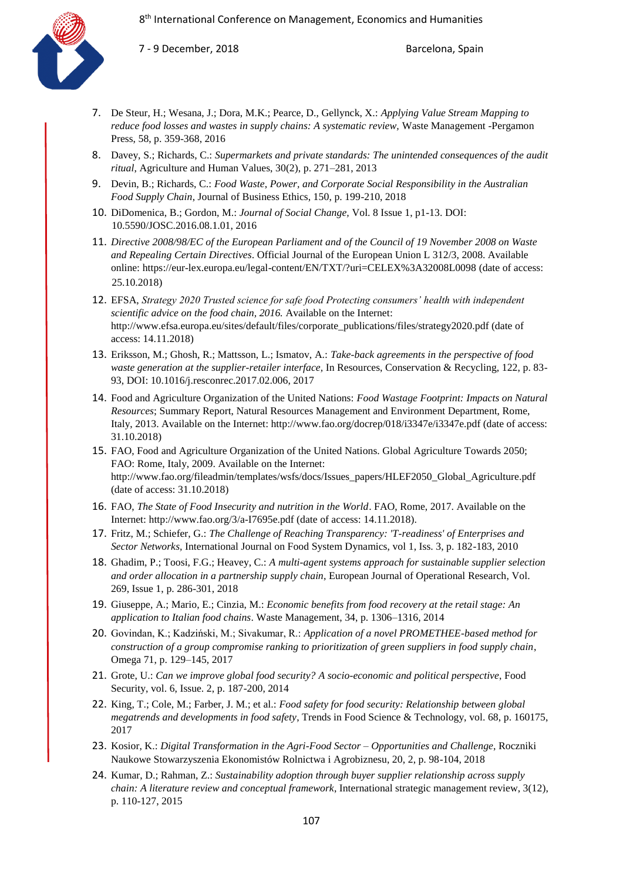7. De Steur, H.; Wesana, J.; Dora, M.K.; Pearce, D., Gellynck, X.: *Applying Value Stream Mapping to reduce food losses and wastes in supply chains: A systematic review*, Waste Management -Pergamon Press, 58, p. 359-368, 2016
8. Davey, S.; Richards, C.: *Supermarkets and private standards: The unintended consequences of the audit ritual*, Agriculture and Human Values, 30(2), p. 271–281, 2013
9. Devin, B.; Richards, C.: *Food Waste, Power, and Corporate Social Responsibility in the Australian Food Supply Chain*, Journal of Business Ethics, 150, p. 199-210, 2018
10. DiDomenica, B.; Gordon, M.: *Journal of Social Change,* Vol. 8 Issue 1, p1-13. DOI: 10.5590/JOSC.2016.08.1.01, 2016
11. *Directive 2008/98/EC of the European Parliament and of the Council of 19 November 2008 on Waste and Repealing Certain Directives*. Official Journal of the European Union L 312/3, 2008. Available online: https://eur-lex.europa.eu/legal-content/EN/TXT/?uri=CELEX%3A32008L0098 (date of access: 25.10.2018)
12. EFSA, *Strategy 2020 Trusted science for safe food Protecting consumers' health with independent scientific advice on the food chain, 2016.* Available on the Internet: http://www.efsa.europa.eu/sites/default/files/corporate_publications/files/strategy2020.pdf (date of access: 14.11.2018)
13. Eriksson, M.; Ghosh, R.; Mattsson, L.; Ismatov, A.: *Take-back agreements in the perspective of food waste generation at the supplier-retailer interface,* In Resources, Conservation & Recycling, 122, p. 83-93, DOI: 10.1016/j.resconrec.2017.02.006, 2017
14. Food and Agriculture Organization of the United Nations: *Food Wastage Footprint: Impacts on Natural Resources*; Summary Report, Natural Resources Management and Environment Department, Rome, Italy, 2013. Available on the Internet: http://www.fao.org/docrep/018/i3347e/i3347e.pdf (date of access: 31.10.2018)
15. FAO, Food and Agriculture Organization of the United Nations. Global Agriculture Towards 2050; FAO: Rome, Italy, 2009. Available on the Internet: http://www.fao.org/fileadmin/templates/wsfs/docs/Issues_papers/HLEF2050_Global_Agriculture.pdf (date of access: 31.10.2018)
16. FAO, *The State of Food Insecurity and nutrition in the World*. FAO, Rome, 2017. Available on the Internet: http://www.fao.org/3/a-I7695e.pdf (date of access: 14.11.2018).
17. Fritz, M.; Schiefer, G.: *The Challenge of Reaching Transparency: 'T-readiness' of Enterprises and Sector Networks*, International Journal on Food System Dynamics, vol 1, Iss. 3, p. 182-183, 2010
18. Ghadim, P.; Toosi, F.G.; Heavey, C.: *A multi-agent systems approach for sustainable supplier selection and order allocation in a partnership supply chain*, European Journal of Operational Research, Vol. 269, Issue 1, p. 286-301, 2018
19. Giuseppe, A.; Mario, E.; Cinzia, M.: *Economic benefits from food recovery at the retail stage: An application to Italian food chains*. Waste Management, 34, p. 1306–1316, 2014
20. Govindan, K.; Kadziński, M.; Sivakumar, R.: *Application of a novel PROMETHEE-based method for construction of a group compromise ranking to prioritization of green suppliers in food supply chain*, Omega 71, p. 129–145, 2017
21. Grote, U.: *Can we improve global food security? A socio-economic and political perspective*, Food Security, vol. 6, Issue. 2, p. 187-200, 2014
22. King, T.; Cole, M.; Farber, J. M.; et al.: *Food safety for food security: Relationship between global megatrends and developments in food safety*, Trends in Food Science & Technology, vol. 68, p. 160175, 2017
23. Kosior, K.: *Digital Transformation in the Agri-Food Sector – Opportunities and Challenge*, Roczniki Naukowe Stowarzyszenia Ekonomistów Rolnictwa i Agrobiznesu, 20, 2, p. 98-104, 2018
24. Kumar, D.; Rahman, Z.: *Sustainability adoption through buyer supplier relationship across supply chain: A literature review and conceptual framework*, International strategic management review, 3(12), p. 110-127, 2015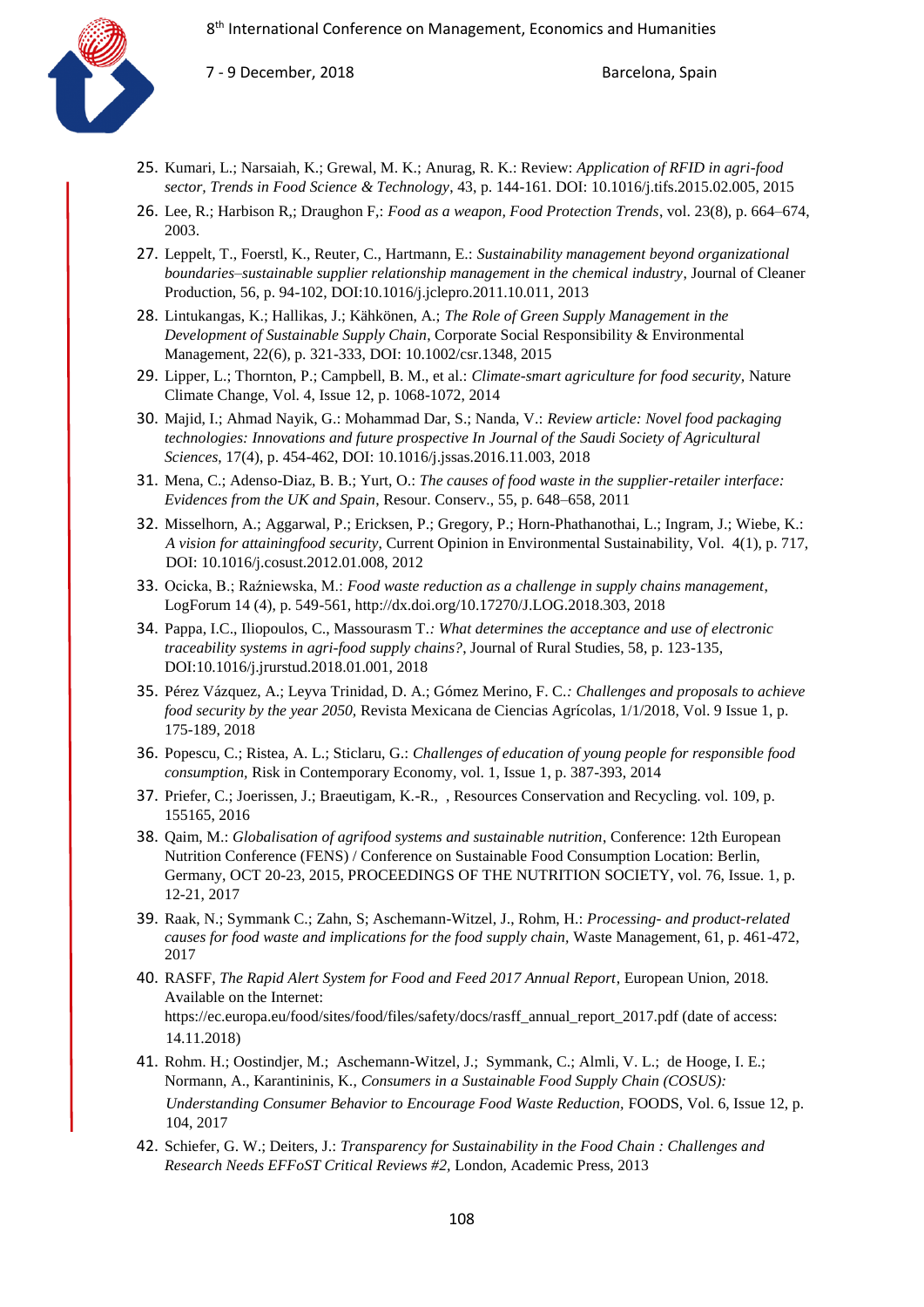25. Kumari, L.; Narsaiah, K.; Grewal, M. K.; Anurag, R. K.: Review: *Application of RFID in agri-food sector, Trends in Food Science & Technology*, 43, p. 144-161. DOI: 10.1016/j.tifs.2015.02.005, 2015
26. Lee, R.; Harbison R,; Draughon F,: *Food as a weapon, Food Protection Trends*, vol. 23(8), p. 664–674, 2003.
27. Leppelt, T., Foerstl, K., Reuter, C., Hartmann, E.: *Sustainability management beyond organizational boundaries–sustainable supplier relationship management in the chemical industry*, Journal of Cleaner Production, 56, p. 94-102, DOI:10.1016/j.jclepro.2011.10.011, 2013
28. Lintukangas, K.; Hallikas, J.; Kähkönen, A.; *The Role of Green Supply Management in the Development of Sustainable Supply Chain*, Corporate Social Responsibility & Environmental Management, 22(6), p. 321-333, DOI: 10.1002/csr.1348, 2015
29. Lipper, L.; Thornton, P.; Campbell, B. M., et al.: *Climate-smart agriculture for food security*, Nature Climate Change, Vol. 4, Issue 12, p. 1068-1072, 2014
30. Majid, I.; Ahmad Nayik, G.: Mohammad Dar, S.; Nanda, V.: *Review article: Novel food packaging technologies: Innovations and future prospective In Journal of the Saudi Society of Agricultural Sciences*, 17(4), p. 454-462, DOI: 10.1016/j.jssas.2016.11.003, 2018
31. Mena, C.; Adenso-Diaz, B. B.; Yurt, O.: *The causes of food waste in the supplier-retailer interface: Evidences from the UK and Spain*, Resour. Conserv., 55, p. 648–658, 2011
32. Misselhorn, A.; Aggarwal, P.; Ericksen, P.; Gregory, P.; Horn-Phathanothai, L.; Ingram, J.; Wiebe, K.: *A vision for attainingfood security*, Current Opinion in Environmental Sustainability, Vol. 4(1), p. 717, DOI: 10.1016/j.cosust.2012.01.008, 2012
33. Ocicka, B.; Raźniewska, M.: *Food waste reduction as a challenge in supply chains management*, LogForum 14 (4), p. 549-561, http://dx.doi.org/10.17270/J.LOG.2018.303, 2018
34. Pappa, I.C., Iliopoulos, C., Massourasm T.: *What determines the acceptance and use of electronic traceability systems in agri-food supply chains?*, Journal of Rural Studies, 58, p. 123-135, DOI:10.1016/j.jrurstud.2018.01.001, 2018
35. Pérez Vázquez, A.; Leyva Trinidad, D. A.; Gómez Merino, F. C.*: Challenges and proposals to achieve food security by the year 2050*, Revista Mexicana de Ciencias Agrícolas, 1/1/2018, Vol. 9 Issue 1, p. 175-189, 2018
36. Popescu, C.; Ristea, A. L.; Sticlaru, G.: *Challenges of education of young people for responsible food consumption*, Risk in Contemporary Economy, vol. 1, Issue 1, p. 387-393, 2014
37. Priefer, C.; Joerissen, J.; Braeutigam, K.-R., , Resources Conservation and Recycling. vol. 109, p. 155165, 2016
38. Qaim, M.: *Globalisation of agrifood systems and sustainable nutrition*, Conference: 12th European Nutrition Conference (FENS) / Conference on Sustainable Food Consumption Location: Berlin, Germany, OCT 20-23, 2015, PROCEEDINGS OF THE NUTRITION SOCIETY, vol. 76, Issue. 1, p. 12-21, 2017
39. Raak, N.; Symmank C.; Zahn, S; Aschemann-Witzel, J., Rohm, H.: *Processing- and product-related causes for food waste and implications for the food supply chain*, Waste Management, 61, p. 461-472, 2017
40. RASFF, *The Rapid Alert System for Food and Feed 2017 Annual Report*, European Union, 2018. Available on the Internet: https://ec.europa.eu/food/sites/food/files/safety/docs/rasff_annual_report_2017.pdf (date of access: 14.11.2018)
41. Rohm. H.; Oostindjer, M.; Aschemann-Witzel, J.; Symmank, C.; Almli, V. L.; de Hooge, I. E.; Normann, A., Karantininis, K., *Consumers in a Sustainable Food Supply Chain (COSUS): Understanding Consumer Behavior to Encourage Food Waste Reduction*, FOODS, Vol. 6, Issue 12, p. 104, 2017
42. Schiefer, G. W.; Deiters, J.: *Transparency for Sustainability in the Food Chain : Challenges and Research Needs EFFoST Critical Reviews #2*, London, Academic Press, 2013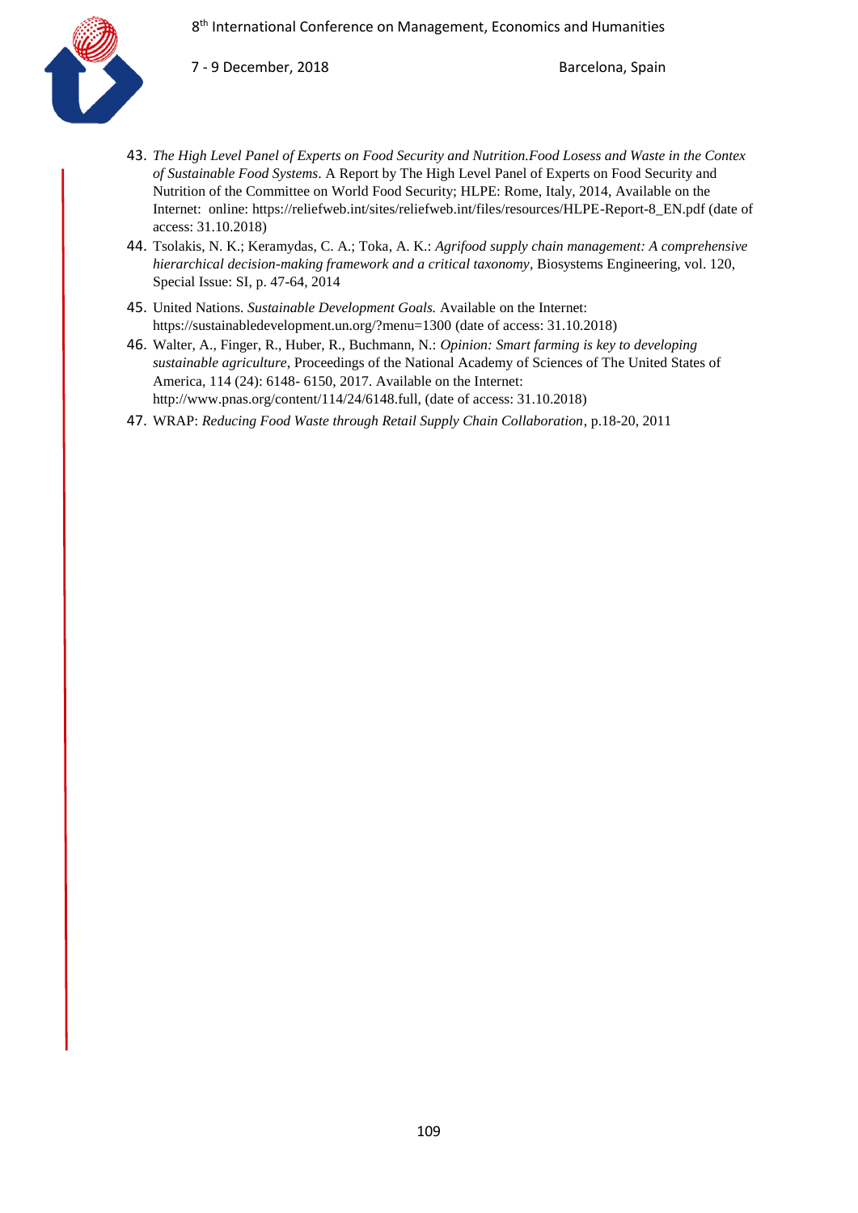43. *The High Level Panel of Experts on Food Security and Nutrition.Food Losess and Waste in the Contex of Sustainable Food Systems*. A Report by The High Level Panel of Experts on Food Security and Nutrition of the Committee on World Food Security; HLPE: Rome, Italy, 2014, Available on the Internet: online: https://reliefweb.int/sites/reliefweb.int/files/resources/HLPE-Report-8_EN.pdf (date of access: 31.10.2018)
44. Tsolakis, N. K.; Keramydas, C. A.; Toka, A. K.: *Agrifood supply chain management: A comprehensive hierarchical decision-making framework and a critical taxonomy*, Biosystems Engineering, vol. 120, Special Issue: SI, p. 47-64, 2014
45. United Nations. *Sustainable Development Goals.* Available on the Internet: https://sustainabledevelopment.un.org/?menu=1300 (date of access: 31.10.2018)
46. Walter, A., Finger, R., Huber, R., Buchmann, N.: *Opinion: Smart farming is key to developing sustainable agriculture*, Proceedings of the National Academy of Sciences of The United States of America, 114 (24): 6148- 6150, 2017. Available on the Internet: http://www.pnas.org/content/114/24/6148.full, (date of access: 31.10.2018)
47. WRAP: *Reducing Food Waste through Retail Supply Chain Collaboration*, p.18-20, 2011